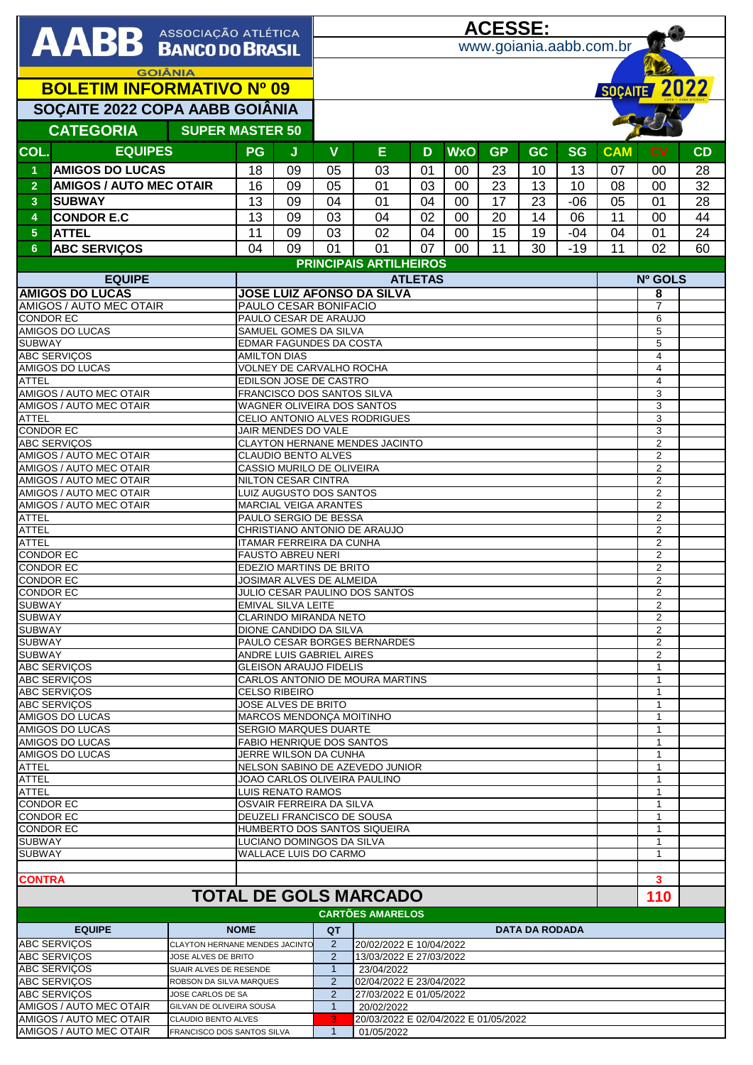# AABB ASSOCIAÇÃO ATLÉTICA BANCO DO BRASIL

GOIÂNIA

**ACESSE:** www.goiania.aabb.com.br

## BOLETIM INFORMATIVO Nº 09

## SOÇAITE 2022 COPA AABB GOIÂNIA

### CATEGORIA SUPER MASTER 50

| COL. | EQUIPES | PG | J | V | E | D | WxO | GP | GC | SG | CAM | CV | CD |
|---|---|---|---|---|---|---|---|---|---|---|---|---|---|
| 1 | AMIGOS DO LUCAS | 18 | 09 | 05 | 03 | 01 | 00 | 23 | 10 | 13 | 07 | 00 | 28 |
| 2 | AMIGOS / AUTO MEC OTAIR | 16 | 09 | 05 | 01 | 03 | 00 | 23 | 13 | 10 | 08 | 00 | 32 |
| 3 | SUBWAY | 13 | 09 | 04 | 01 | 04 | 00 | 17 | 23 | -06 | 05 | 01 | 28 |
| 4 | CONDOR E.C | 13 | 09 | 03 | 04 | 02 | 00 | 20 | 14 | 06 | 11 | 00 | 44 |
| 5 | ATTEL | 11 | 09 | 03 | 02 | 04 | 00 | 15 | 19 | -04 | 04 | 01 | 24 |
| 6 | ABC SERVIÇOS | 04 | 09 | 01 | 01 | 07 | 00 | 11 | 30 | -19 | 11 | 02 | 60 |

### PRINCIPAIS ARTILHEIROS

| EQUIPE | ATLETAS | Nº GOLS |
|---|---|---|
| AMIGOS DO LUCAS | JOSE LUIZ AFONSO DA SILVA | 8 |
| AMIGOS / AUTO MEC OTAIR | PAULO CESAR BONIFACIO | 7 |
| CONDOR EC | PAULO CESAR DE ARAUJO | 6 |
| AMIGOS DO LUCAS | SAMUEL GOMES DA SILVA | 5 |
| SUBWAY | EDMAR FAGUNDES DA COSTA | 5 |
| ABC SERVIÇOS | AMILTON DIAS | 4 |
| AMIGOS DO LUCAS | VOLNEY DE CARVALHO ROCHA | 4 |
| ATTEL | EDILSON JOSE DE CASTRO | 4 |
| AMIGOS / AUTO MEC OTAIR | FRANCISCO DOS SANTOS SILVA | 3 |
| AMIGOS / AUTO MEC OTAIR | WAGNER OLIVEIRA DOS SANTOS | 3 |
| ATTEL | CELIO ANTONIO ALVES RODRIGUES | 3 |
| CONDOR EC | JAIR MENDES DO VALE | 3 |
| ABC SERVIÇOS | CLAYTON HERNANE MENDES JACINTO | 2 |
| AMIGOS / AUTO MEC OTAIR | CLAUDIO BENTO ALVES | 2 |
| AMIGOS / AUTO MEC OTAIR | CASSIO MURILO DE OLIVEIRA | 2 |
| AMIGOS / AUTO MEC OTAIR | NILTON CESAR CINTRA | 2 |
| AMIGOS / AUTO MEC OTAIR | LUIZ AUGUSTO DOS SANTOS | 2 |
| AMIGOS / AUTO MEC OTAIR | MARCIAL VEIGA ARANTES | 2 |
| ATTEL | PAULO SERGIO DE BESSA | 2 |
| ATTEL | CHRISTIANO ANTONIO DE ARAUJO | 2 |
| ATTEL | ITAMAR FERREIRA DA CUNHA | 2 |
| CONDOR EC | FAUSTO ABREU NERI | 2 |
| CONDOR EC | EDEZIO MARTINS DE BRITO | 2 |
| CONDOR EC | JOSIMAR ALVES DE ALMEIDA | 2 |
| CONDOR EC | JULIO CESAR PAULINO DOS SANTOS | 2 |
| SUBWAY | EMIVAL SILVA LEITE | 2 |
| SUBWAY | CLARINDO MIRANDA NETO | 2 |
| SUBWAY | DIONE CANDIDO DA SILVA | 2 |
| SUBWAY | PAULO CESAR BORGES BERNARDES | 2 |
| SUBWAY | ANDRE LUIS GABRIEL AIRES | 2 |
| ABC SERVIÇOS | GLEISON ARAUJO FIDELIS | 1 |
| ABC SERVIÇOS | CARLOS ANTONIO DE MOURA MARTINS | 1 |
| ABC SERVIÇOS | CELSO RIBEIRO | 1 |
| ABC SERVIÇOS | JOSE ALVES DE BRITO | 1 |
| AMIGOS DO LUCAS | MARCOS MENDONÇA MOITINHO | 1 |
| AMIGOS DO LUCAS | SERGIO MARQUES DUARTE | 1 |
| AMIGOS DO LUCAS | FABIO HENRIQUE DOS SANTOS | 1 |
| AMIGOS DO LUCAS | JERRE WILSON DA CUNHA | 1 |
| ATTEL | NELSON SABINO DE AZEVEDO JUNIOR | 1 |
| ATTEL | JOAO CARLOS OLIVEIRA PAULINO | 1 |
| ATTEL | LUIS RENATO RAMOS | 1 |
| CONDOR EC | OSVAIR FERREIRA DA SILVA | 1 |
| CONDOR EC | DEUZELI FRANCISCO DE SOUSA | 1 |
| CONDOR EC | HUMBERTO DOS SANTOS SIQUEIRA | 1 |
| SUBWAY | LUCIANO DOMINGOS DA SILVA | 1 |
| SUBWAY | WALLACE LUIS DO CARMO | 1 |
| CONTRA | | 3 |

**TOTAL DE GOLS MARCADO: 110**

### CARTÕES AMARELOS

| EQUIPE | NOME | QT | DATA DA RODADA |
|---|---|---|---|
| ABC SERVIÇOS | CLAYTON HERNANE MENDES JACINTO | 2 | 20/02/2022 E 10/04/2022 |
| ABC SERVIÇOS | JOSE ALVES DE BRITO | 2 | 13/03/2022 E 27/03/2022 |
| ABC SERVIÇOS | SUAIR ALVES DE RESENDE | 1 | 23/04/2022 |
| ABC SERVIÇOS | ROBSON DA SILVA MARQUES | 2 | 02/04/2022 E 23/04/2022 |
| ABC SERVIÇOS | JOSE CARLOS DE SA | 2 | 27/03/2022 E 01/05/2022 |
| AMIGOS / AUTO MEC OTAIR | GILVAN DE OLIVEIRA SOUSA | 1 | 20/02/2022 |
| AMIGOS / AUTO MEC OTAIR | CLAUDIO BENTO ALVES | 3 | 20/03/2022 E 02/04/2022 E 01/05/2022 |
| AMIGOS / AUTO MEC OTAIR | FRANCISCO DOS SANTOS SILVA | 1 | 01/05/2022 |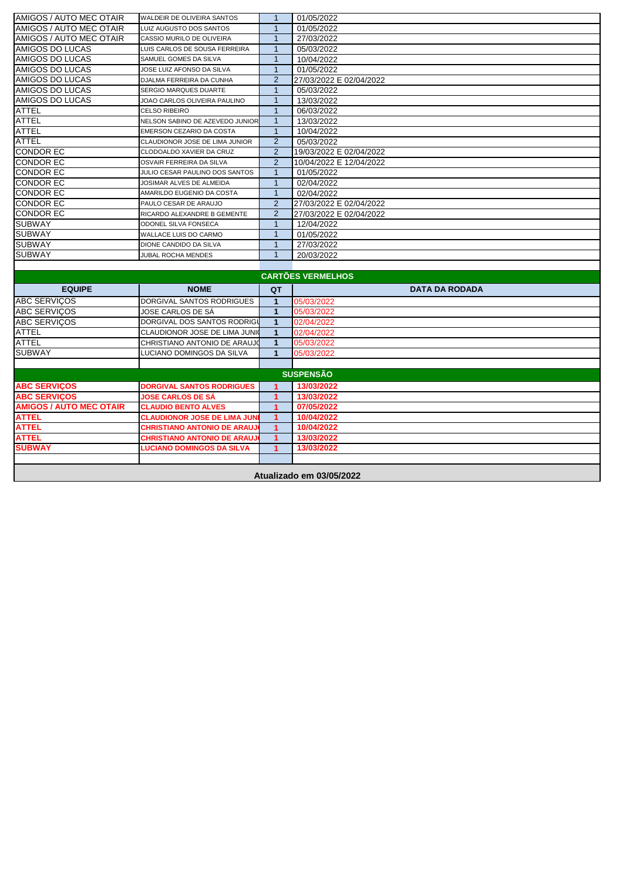| | | | |
|---|---|---|---|
| AMIGOS / AUTO MEC OTAIR | WALDEIR DE OLIVEIRA SANTOS | 1 | 01/05/2022 |
| AMIGOS / AUTO MEC OTAIR | LUIZ AUGUSTO DOS SANTOS | 1 | 01/05/2022 |
| AMIGOS / AUTO MEC OTAIR | CASSIO MURILO DE OLIVEIRA | 1 | 27/03/2022 |
| AMIGOS DO LUCAS | LUIS CARLOS DE SOUSA FERREIRA | 1 | 05/03/2022 |
| AMIGOS DO LUCAS | SAMUEL GOMES DA SILVA | 1 | 10/04/2022 |
| AMIGOS DO LUCAS | JOSE LUIZ AFONSO DA SILVA | 1 | 01/05/2022 |
| AMIGOS DO LUCAS | DJALMA FERREIRA DA CUNHA | 2 | 27/03/2022 E 02/04/2022 |
| AMIGOS DO LUCAS | SERGIO MARQUES DUARTE | 1 | 05/03/2022 |
| AMIGOS DO LUCAS | JOAO CARLOS OLIVEIRA PAULINO | 1 | 13/03/2022 |
| ATTEL | CELSO RIBEIRO | 1 | 06/03/2022 |
| ATTEL | NELSON SABINO DE AZEVEDO JUNIOR | 1 | 13/03/2022 |
| ATTEL | EMERSON CEZARIO DA COSTA | 1 | 10/04/2022 |
| ATTEL | CLAUDIONOR JOSE DE LIMA JUNIOR | 2 | 05/03/2022 |
| CONDOR EC | CLODOALDO XAVIER DA CRUZ | 2 | 19/03/2022 E 02/04/2022 |
| CONDOR EC | OSVAIR FERREIRA DA SILVA | 2 | 10/04/2022 E 12/04/2022 |
| CONDOR EC | JULIO CESAR PAULINO DOS SANTOS | 1 | 01/05/2022 |
| CONDOR EC | JOSIMAR ALVES DE ALMEIDA | 1 | 02/04/2022 |
| CONDOR EC | AMARILDO EUGENIO DA COSTA | 1 | 02/04/2022 |
| CONDOR EC | PAULO CESAR DE ARAUJO | 2 | 27/03/2022 E 02/04/2022 |
| CONDOR EC | RICARDO ALEXANDRE B GEMENTE | 2 | 27/03/2022 E 02/04/2022 |
| SUBWAY | ODONEL SILVA FONSECA | 1 | 12/04/2022 |
| SUBWAY | WALLACE LUIS DO CARMO | 1 | 01/05/2022 |
| SUBWAY | DIONE CANDIDO DA SILVA | 1 | 27/03/2022 |
| SUBWAY | JUBAL ROCHA MENDES | 1 | 20/03/2022 |

## CARTÕES VERMELHOS

| EQUIPE | NOME | QT | DATA DA RODADA |
|---|---|---|---|
| ABC SERVIÇOS | DORGIVAL SANTOS RODRIGUES | 1 | 05/03/2022 |
| ABC SERVIÇOS | JOSE CARLOS DE SÁ | 1 | 05/03/2022 |
| ABC SERVIÇOS | DORGIVAL DOS SANTOS RODRIGU | 1 | 02/04/2022 |
| ATTEL | CLAUDIONOR JOSE DE LIMA JUNI | 1 | 02/04/2022 |
| ATTEL | CHRISTIANO ANTONIO DE ARAUJ | 1 | 05/03/2022 |
| SUBWAY | LUCIANO DOMINGOS DA SILVA | 1 | 05/03/2022 |

## SUSPENSÃO

| EQUIPE | NOME | QT | DATA DA RODADA |
|---|---|---|---|
| **ABC SERVIÇOS** | **DORGIVAL SANTOS RODRIGUES** | **1** | **13/03/2022** |
| **ABC SERVIÇOS** | **JOSE CARLOS DE SÁ** | **1** | **13/03/2022** |
| **AMIGOS / AUTO MEC OTAIR** | **CLAUDIO BENTO ALVES** | **1** | **07/05/2022** |
| **ATTEL** | **CLAUDIONOR JOSE DE LIMA JUNI** | **1** | **10/04/2022** |
| **ATTEL** | **CHRISTIANO ANTONIO DE ARAUJ** | **1** | **10/04/2022** |
| **ATTEL** | **CHRISTIANO ANTONIO DE ARAUJ** | **1** | **13/03/2022** |
| **SUBWAY** | **LUCIANO DOMINGOS DA SILVA** | **1** | **13/03/2022** |

**Atualizado em 03/05/2022**